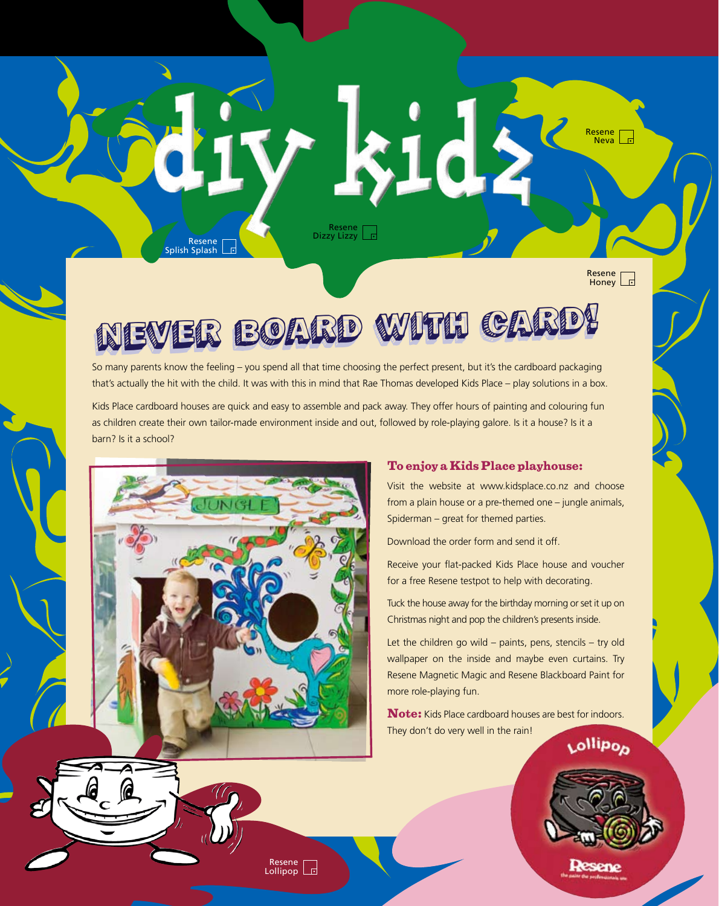# diy kidz

Resene Splish Splash

Resene Dizzy Lizzy

Resene Neva

Resene Honey

## NEVER BOARD WITH CARD!

So many parents know the feeling – you spend all that time choosing the perfect present, but it's the cardboard packaging that's actually the hit with the child. It was with this in mind that Rae Thomas developed Kids Place – play solutions in a box.

Kids Place cardboard houses are quick and easy to assemble and pack away. They offer hours of painting and colouring fun as children create their own tailor-made environment inside and out, followed by role-playing galore. Is it a house? Is it a barn? Is it a school?

### To enjoy a Kids Place playhouse:

Visit the website at www.kidsplace.co.nz and choose from a plain house or a pre-themed one – jungle animals, Spiderman – great for themed parties.

Download the order form and send it off.

Receive your flat-packed Kids Place house and voucher for a free Resene testpot to help with decorating.

Tuck the house away for the birthday morning or set it up on Christmas night and pop the children's presents inside.

Let the children go wild – paints, pens, stencils – try old wallpaper on the inside and maybe even curtains. Try Resene Magnetic Magic and Resene Blackboard Paint for more role-playing fun.

**Note:** Kids Place cardboard houses are best for indoors. They don't do very well in the rain!

Resene Lollipop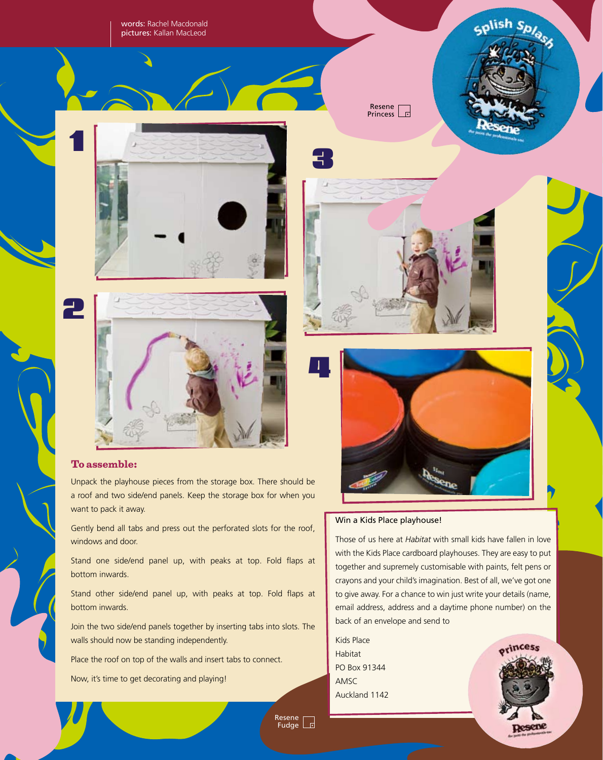words: Rachel Macdonald
pictures: Kallan MacLeod

1

2

3

4

Resene Princess

Resene Fudge

### To assemble:

Unpack the playhouse pieces from the storage box. There should be a roof and two side/end panels. Keep the storage box for when you want to pack it away.

Gently bend all tabs and press out the perforated slots for the roof, windows and door.

Stand one side/end panel up, with peaks at top. Fold flaps at bottom inwards.

Stand other side/end panel up, with peaks at top. Fold flaps at bottom inwards.

Join the two side/end panels together by inserting tabs into slots. The walls should now be standing independently.

Place the roof on top of the walls and insert tabs to connect.

Now, it's time to get decorating and playing!

### Win a Kids Place playhouse!

Those of us here at *Habitat* with small kids have fallen in love with the Kids Place cardboard playhouses. They are easy to put together and supremely customisable with paints, felt pens or crayons and your child's imagination. Best of all, we've got one to give away. For a chance to win just write your details (name, email address, address and a daytime phone number) on the back of an envelope and send to

Kids Place
Habitat
PO Box 91344
AMSC
Auckland 1142